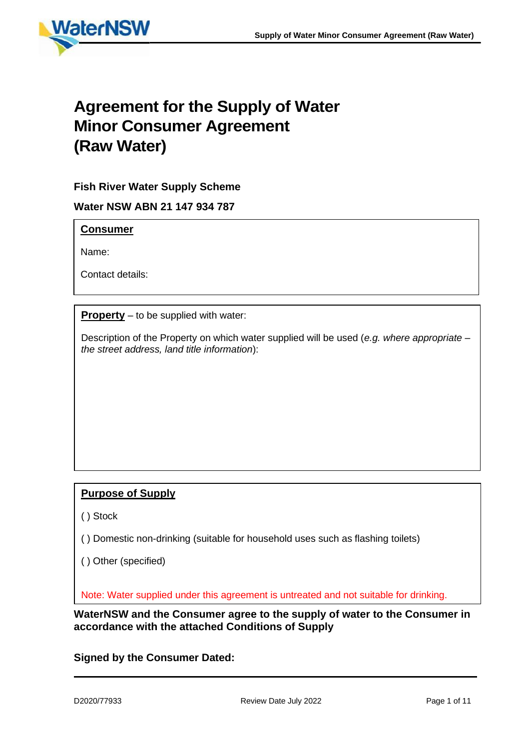# Agreement for the Supply of Water Minor Consumer Agreement (Raw Water)

**Fish River Water Supply Scheme**

**Water NSW ABN 21 147 934 787**

**Consumer**

Name:

Contact details:

**Property** – to be supplied with water:

Description of the Property on which water supplied will be used (*e.g. where appropriate – the street address, land title information*):

**Purpose of Supply**

( ) Stock

( ) Domestic non-drinking (suitable for household uses such as flashing toilets)

( ) Other (specified)

Note: Water supplied under this agreement is untreated and not suitable for drinking.

**WaterNSW and the Consumer agree to the supply of water to the Consumer in accordance with the attached Conditions of Supply**

**Signed by the Consumer Dated:**

D2020/77933 Review Date July 2022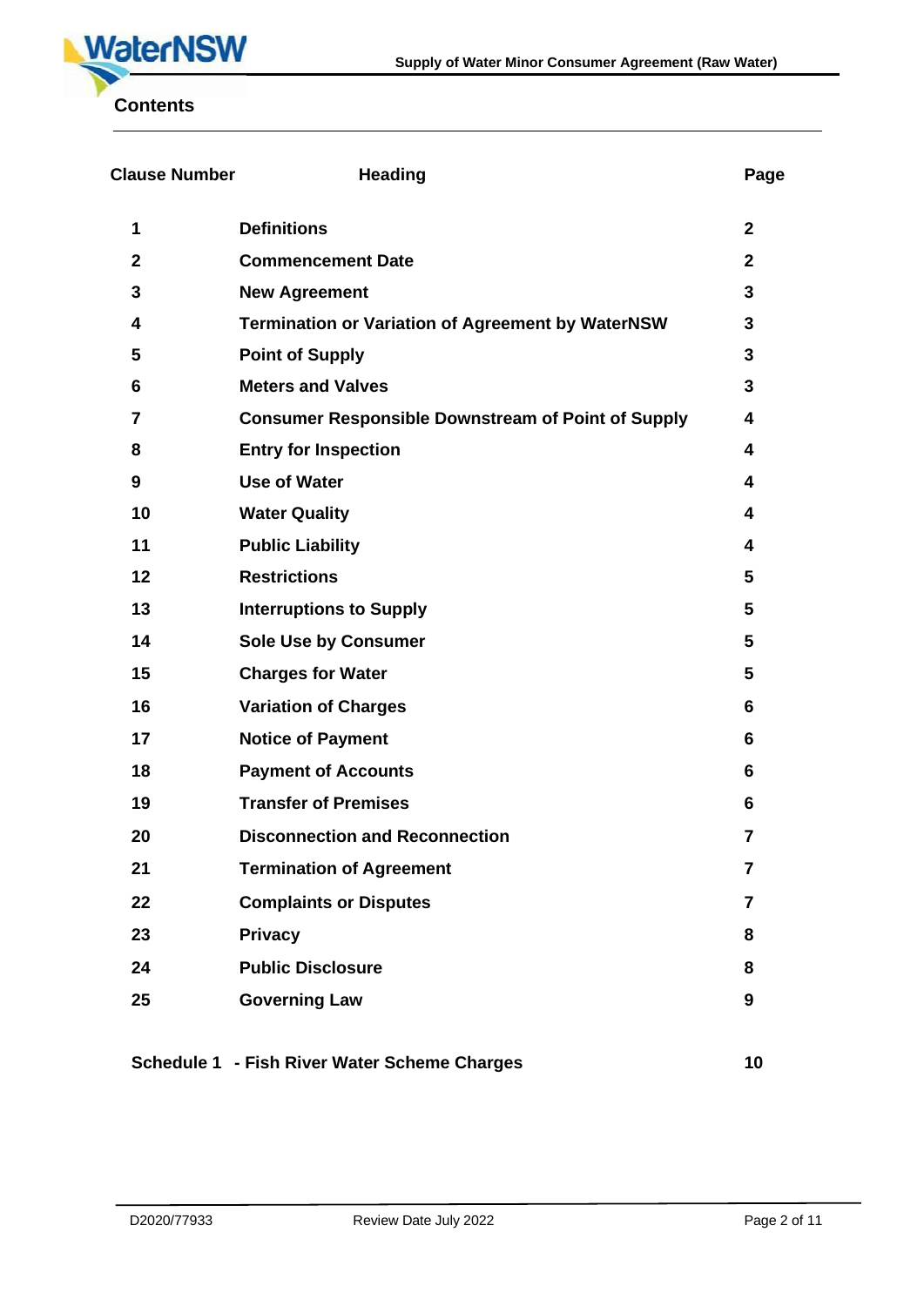## Contents

| Clause Number | Heading | Page |
|---|---|---|
| 1 | Definitions | 2 |
| 2 | Commencement Date | 2 |
| 3 | New Agreement | 3 |
| 4 | Termination or Variation of Agreement by WaterNSW | 3 |
| 5 | Point of Supply | 3 |
| 6 | Meters and Valves | 3 |
| 7 | Consumer Responsible Downstream of Point of Supply | 4 |
| 8 | Entry for Inspection | 4 |
| 9 | Use of Water | 4 |
| 10 | Water Quality | 4 |
| 11 | Public Liability | 4 |
| 12 | Restrictions | 5 |
| 13 | Interruptions to Supply | 5 |
| 14 | Sole Use by Consumer | 5 |
| 15 | Charges for Water | 5 |
| 16 | Variation of Charges | 6 |
| 17 | Notice of Payment | 6 |
| 18 | Payment of Accounts | 6 |
| 19 | Transfer of Premises | 6 |
| 20 | Disconnection and Reconnection | 7 |
| 21 | Termination of Agreement | 7 |
| 22 | Complaints or Disputes | 7 |
| 23 | Privacy | 8 |
| 24 | Public Disclosure | 8 |
| 25 | Governing Law | 9 |
| Schedule 1 | - Fish River Water Scheme Charges | 10 |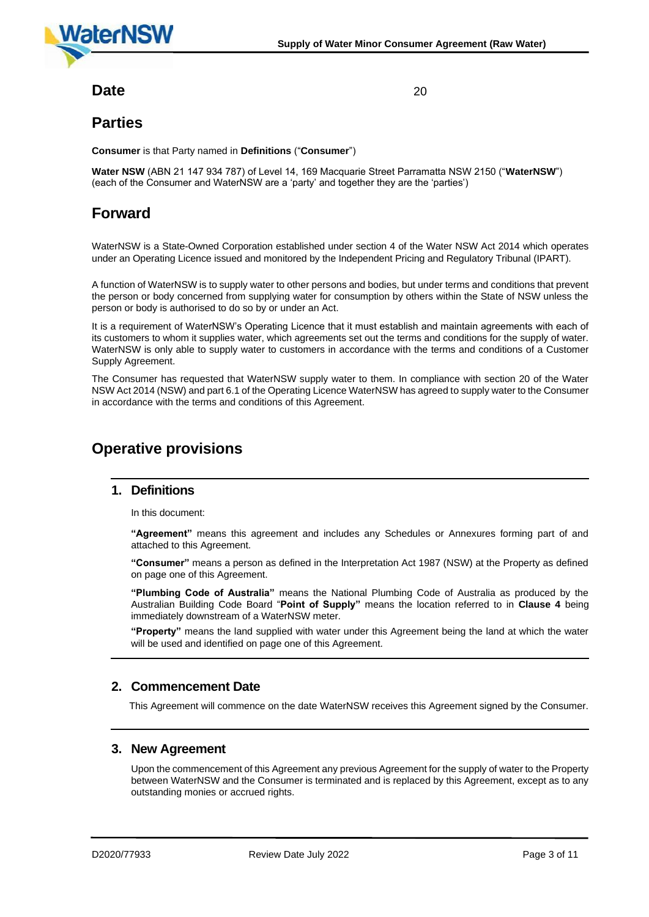## Date

20

## Parties

**Consumer** is that Party named in **Definitions** ("**Consumer**")

**Water NSW** (ABN 21 147 934 787) of Level 14, 169 Macquarie Street Parramatta NSW 2150 ("**WaterNSW**") (each of the Consumer and WaterNSW are a 'party' and together they are the 'parties')

## Forward

WaterNSW is a State-Owned Corporation established under section 4 of the Water NSW Act 2014 which operates under an Operating Licence issued and monitored by the Independent Pricing and Regulatory Tribunal (IPART).

A function of WaterNSW is to supply water to other persons and bodies, but under terms and conditions that prevent the person or body concerned from supplying water for consumption by others within the State of NSW unless the person or body is authorised to do so by or under an Act.

It is a requirement of WaterNSW's Operating Licence that it must establish and maintain agreements with each of its customers to whom it supplies water, which agreements set out the terms and conditions for the supply of water. WaterNSW is only able to supply water to customers in accordance with the terms and conditions of a Customer Supply Agreement.

The Consumer has requested that WaterNSW supply water to them. In compliance with section 20 of the Water NSW Act 2014 (NSW) and part 6.1 of the Operating Licence WaterNSW has agreed to supply water to the Consumer in accordance with the terms and conditions of this Agreement.

## Operative provisions

### 1. Definitions

In this document:

**"Agreement"** means this agreement and includes any Schedules or Annexures forming part of and attached to this Agreement.

**"Consumer"** means a person as defined in the Interpretation Act 1987 (NSW) at the Property as defined on page one of this Agreement.

**"Plumbing Code of Australia"** means the National Plumbing Code of Australia as produced by the Australian Building Code Board "**Point of Supply"** means the location referred to in **Clause 4** being immediately downstream of a WaterNSW meter.

**"Property"** means the land supplied with water under this Agreement being the land at which the water will be used and identified on page one of this Agreement.

### 2. Commencement Date

This Agreement will commence on the date WaterNSW receives this Agreement signed by the Consumer.

### 3. New Agreement

Upon the commencement of this Agreement any previous Agreement for the supply of water to the Property between WaterNSW and the Consumer is terminated and is replaced by this Agreement, except as to any outstanding monies or accrued rights.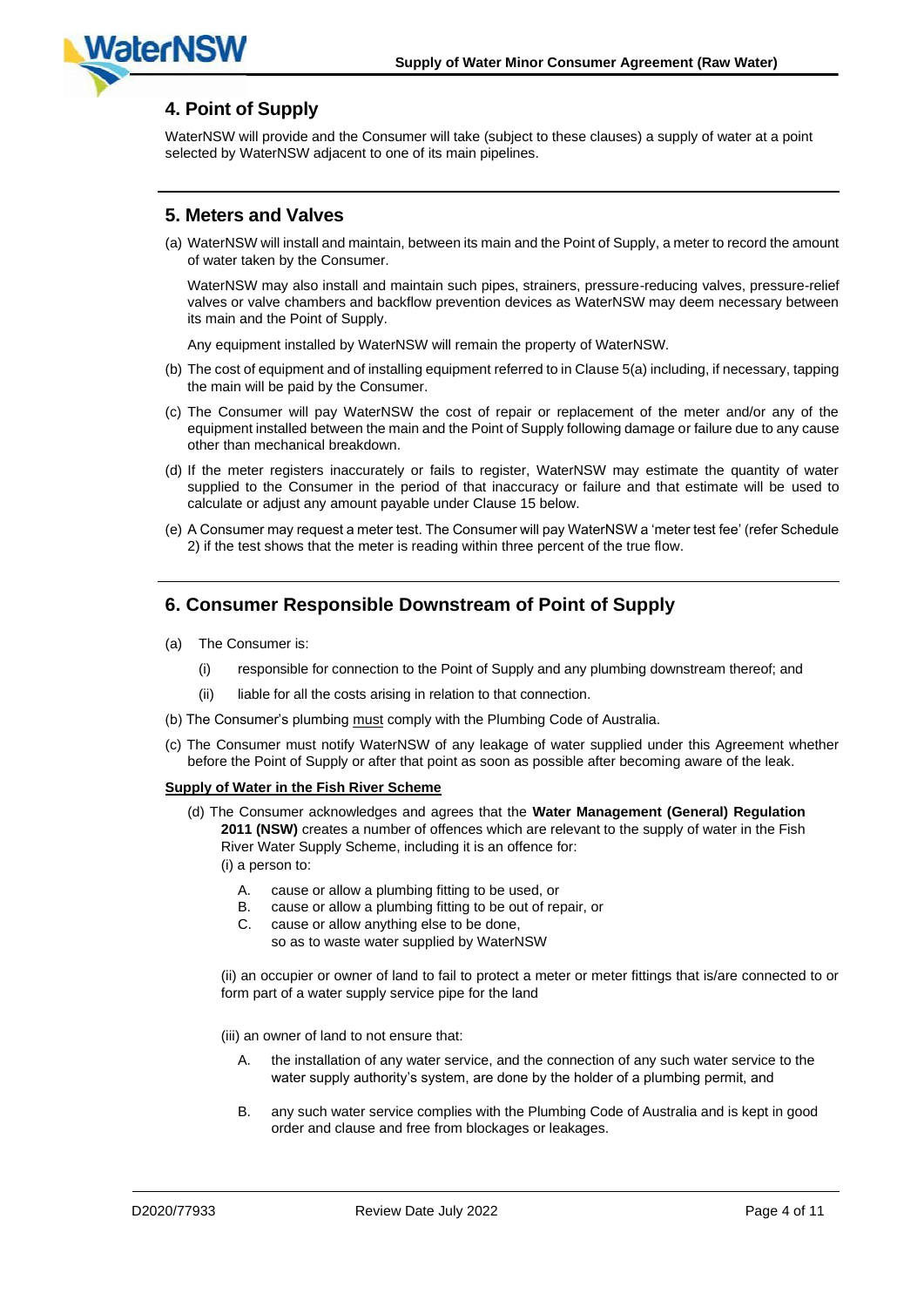## 4. Point of Supply

WaterNSW will provide and the Consumer will take (subject to these clauses) a supply of water at a point selected by WaterNSW adjacent to one of its main pipelines.

## 5. Meters and Valves

(a) WaterNSW will install and maintain, between its main and the Point of Supply, a meter to record the amount of water taken by the Consumer.

WaterNSW may also install and maintain such pipes, strainers, pressure-reducing valves, pressure-relief valves or valve chambers and backflow prevention devices as WaterNSW may deem necessary between its main and the Point of Supply.

Any equipment installed by WaterNSW will remain the property of WaterNSW.

(b) The cost of equipment and of installing equipment referred to in Clause 5(a) including, if necessary, tapping the main will be paid by the Consumer.

(c) The Consumer will pay WaterNSW the cost of repair or replacement of the meter and/or any of the equipment installed between the main and the Point of Supply following damage or failure due to any cause other than mechanical breakdown.

(d) If the meter registers inaccurately or fails to register, WaterNSW may estimate the quantity of water supplied to the Consumer in the period of that inaccuracy or failure and that estimate will be used to calculate or adjust any amount payable under Clause 15 below.

(e) A Consumer may request a meter test. The Consumer will pay WaterNSW a 'meter test fee' (refer Schedule 2) if the test shows that the meter is reading within three percent of the true flow.

## 6. Consumer Responsible Downstream of Point of Supply

(a) The Consumer is:

(i) responsible for connection to the Point of Supply and any plumbing downstream thereof; and

(ii) liable for all the costs arising in relation to that connection.

(b) The Consumer's plumbing must comply with the Plumbing Code of Australia.

(c) The Consumer must notify WaterNSW of any leakage of water supplied under this Agreement whether before the Point of Supply or after that point as soon as possible after becoming aware of the leak.

**Supply of Water in the Fish River Scheme**

(d) The Consumer acknowledges and agrees that the **Water Management (General) Regulation 2011 (NSW)** creates a number of offences which are relevant to the supply of water in the Fish River Water Supply Scheme, including it is an offence for:

(i) a person to:

A. cause or allow a plumbing fitting to be used, or
B. cause or allow a plumbing fitting to be out of repair, or
C. cause or allow anything else to be done,
so as to waste water supplied by WaterNSW

(ii) an occupier or owner of land to fail to protect a meter or meter fittings that is/are connected to or form part of a water supply service pipe for the land

(iii) an owner of land to not ensure that:

A. the installation of any water service, and the connection of any such water service to the water supply authority's system, are done by the holder of a plumbing permit, and

B. any such water service complies with the Plumbing Code of Australia and is kept in good order and clause and free from blockages or leakages.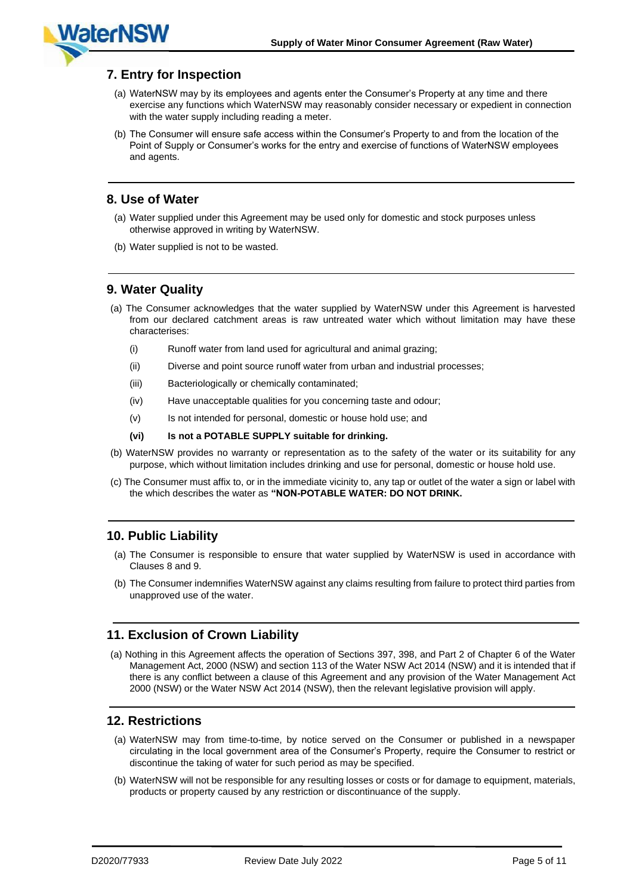## 7. Entry for Inspection

(a) WaterNSW may by its employees and agents enter the Consumer's Property at any time and there exercise any functions which WaterNSW may reasonably consider necessary or expedient in connection with the water supply including reading a meter.

(b) The Consumer will ensure safe access within the Consumer's Property to and from the location of the Point of Supply or Consumer's works for the entry and exercise of functions of WaterNSW employees and agents.

## 8. Use of Water

(a) Water supplied under this Agreement may be used only for domestic and stock purposes unless otherwise approved in writing by WaterNSW.

(b) Water supplied is not to be wasted.

## 9. Water Quality

(a) The Consumer acknowledges that the water supplied by WaterNSW under this Agreement is harvested from our declared catchment areas is raw untreated water which without limitation may have these characterises:

(i) Runoff water from land used for agricultural and animal grazing;

(ii) Diverse and point source runoff water from urban and industrial processes;

(iii) Bacteriologically or chemically contaminated;

(iv) Have unacceptable qualities for you concerning taste and odour;

(v) Is not intended for personal, domestic or house hold use; and

**(vi) Is not a POTABLE SUPPLY suitable for drinking.**

(b) WaterNSW provides no warranty or representation as to the safety of the water or its suitability for any purpose, which without limitation includes drinking and use for personal, domestic or house hold use.

(c) The Consumer must affix to, or in the immediate vicinity to, any tap or outlet of the water a sign or label with the which describes the water as **"NON-POTABLE WATER: DO NOT DRINK.**

## 10. Public Liability

(a) The Consumer is responsible to ensure that water supplied by WaterNSW is used in accordance with Clauses 8 and 9.

(b) The Consumer indemnifies WaterNSW against any claims resulting from failure to protect third parties from unapproved use of the water.

## 11. Exclusion of Crown Liability

(a) Nothing in this Agreement affects the operation of Sections 397, 398, and Part 2 of Chapter 6 of the Water Management Act, 2000 (NSW) and section 113 of the Water NSW Act 2014 (NSW) and it is intended that if there is any conflict between a clause of this Agreement and any provision of the Water Management Act 2000 (NSW) or the Water NSW Act 2014 (NSW), then the relevant legislative provision will apply.

## 12. Restrictions

(a) WaterNSW may from time-to-time, by notice served on the Consumer or published in a newspaper circulating in the local government area of the Consumer's Property, require the Consumer to restrict or discontinue the taking of water for such period as may be specified.

(b) WaterNSW will not be responsible for any resulting losses or costs or for damage to equipment, materials, products or property caused by any restriction or discontinuance of the supply.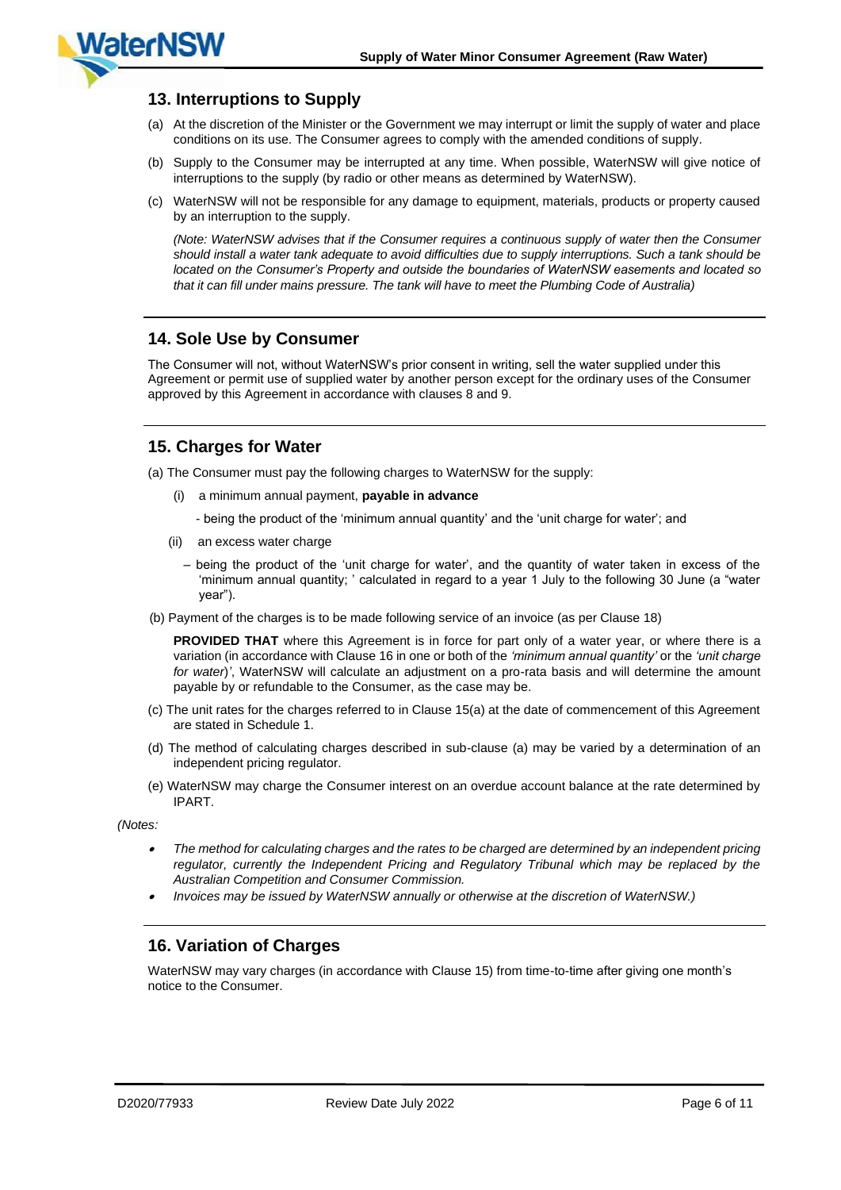## 13. Interruptions to Supply

(a) At the discretion of the Minister or the Government we may interrupt or limit the supply of water and place conditions on its use. The Consumer agrees to comply with the amended conditions of supply.

(b) Supply to the Consumer may be interrupted at any time. When possible, WaterNSW will give notice of interruptions to the supply (by radio or other means as determined by WaterNSW).

(c) WaterNSW will not be responsible for any damage to equipment, materials, products or property caused by an interruption to the supply.

*(Note: WaterNSW advises that if the Consumer requires a continuous supply of water then the Consumer should install a water tank adequate to avoid difficulties due to supply interruptions. Such a tank should be located on the Consumer's Property and outside the boundaries of WaterNSW easements and located so that it can fill under mains pressure. The tank will have to meet the Plumbing Code of Australia)*

## 14. Sole Use by Consumer

The Consumer will not, without WaterNSW's prior consent in writing, sell the water supplied under this Agreement or permit use of supplied water by another person except for the ordinary uses of the Consumer approved by this Agreement in accordance with clauses 8 and 9.

## 15. Charges for Water

(a) The Consumer must pay the following charges to WaterNSW for the supply:

(i) a minimum annual payment, **payable in advance**

- being the product of the 'minimum annual quantity' and the 'unit charge for water'; and

(ii) an excess water charge

– being the product of the 'unit charge for water', and the quantity of water taken in excess of the 'minimum annual quantity; ' calculated in regard to a year 1 July to the following 30 June (a "water year").

(b) Payment of the charges is to be made following service of an invoice (as per Clause 18)

**PROVIDED THAT** where this Agreement is in force for part only of a water year, or where there is a variation (in accordance with Clause 16 in one or both of the *'minimum annual quantity'* or the *'unit charge for water)'*, WaterNSW will calculate an adjustment on a pro-rata basis and will determine the amount payable by or refundable to the Consumer, as the case may be.

(c) The unit rates for the charges referred to in Clause 15(a) at the date of commencement of this Agreement are stated in Schedule 1.

(d) The method of calculating charges described in sub-clause (a) may be varied by a determination of an independent pricing regulator.

(e) WaterNSW may charge the Consumer interest on an overdue account balance at the rate determined by IPART.

*(Notes:*

- *The method for calculating charges and the rates to be charged are determined by an independent pricing regulator, currently the Independent Pricing and Regulatory Tribunal which may be replaced by the Australian Competition and Consumer Commission.*
- *Invoices may be issued by WaterNSW annually or otherwise at the discretion of WaterNSW.)*

## 16. Variation of Charges

WaterNSW may vary charges (in accordance with Clause 15) from time-to-time after giving one month's notice to the Consumer.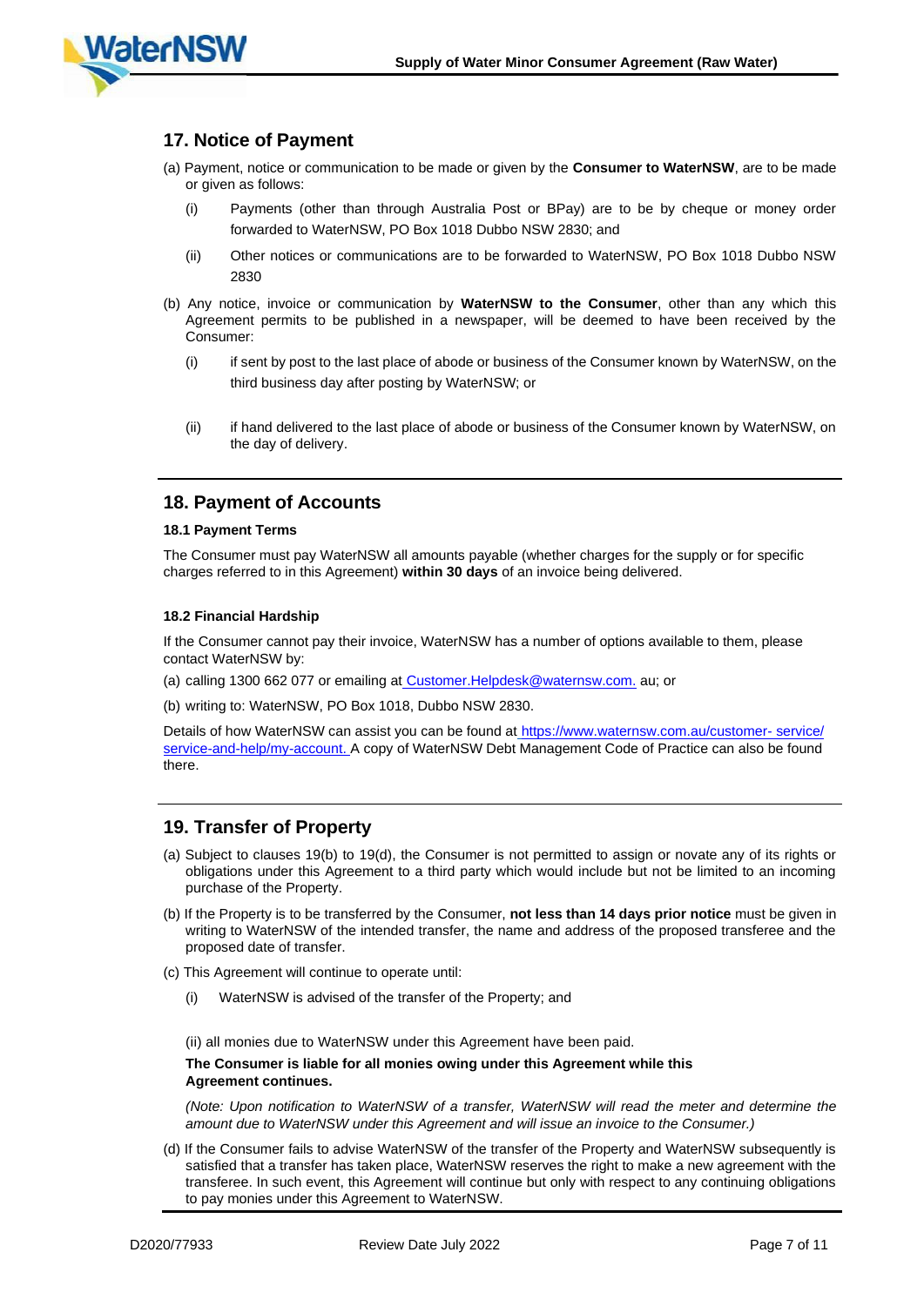## 17. Notice of Payment

(a) Payment, notice or communication to be made or given by the **Consumer to WaterNSW**, are to be made or given as follows:

(i) Payments (other than through Australia Post or BPay) are to be by cheque or money order forwarded to WaterNSW, PO Box 1018 Dubbo NSW 2830; and

(ii) Other notices or communications are to be forwarded to WaterNSW, PO Box 1018 Dubbo NSW 2830

(b) Any notice, invoice or communication by **WaterNSW to the Consumer**, other than any which this Agreement permits to be published in a newspaper, will be deemed to have been received by the Consumer:

(i) if sent by post to the last place of abode or business of the Consumer known by WaterNSW, on the third business day after posting by WaterNSW; or

(ii) if hand delivered to the last place of abode or business of the Consumer known by WaterNSW, on the day of delivery.

## 18. Payment of Accounts

### 18.1 Payment Terms

The Consumer must pay WaterNSW all amounts payable (whether charges for the supply or for specific charges referred to in this Agreement) **within 30 days** of an invoice being delivered.

### 18.2 Financial Hardship

If the Consumer cannot pay their invoice, WaterNSW has a number of options available to them, please contact WaterNSW by:

(a) calling 1300 662 077 or emailing at Customer.Helpdesk@waternsw.com. au; or

(b) writing to: WaterNSW, PO Box 1018, Dubbo NSW 2830.

Details of how WaterNSW can assist you can be found at https://www.waternsw.com.au/customer- service/ service-and-help/my-account. A copy of WaterNSW Debt Management Code of Practice can also be found there.

## 19. Transfer of Property

(a) Subject to clauses 19(b) to 19(d), the Consumer is not permitted to assign or novate any of its rights or obligations under this Agreement to a third party which would include but not be limited to an incoming purchase of the Property.

(b) If the Property is to be transferred by the Consumer, **not less than 14 days prior notice** must be given in writing to WaterNSW of the intended transfer, the name and address of the proposed transferee and the proposed date of transfer.

(c) This Agreement will continue to operate until:

(i) WaterNSW is advised of the transfer of the Property; and

(ii) all monies due to WaterNSW under this Agreement have been paid.

**The Consumer is liable for all monies owing under this Agreement while this Agreement continues.**

*(Note: Upon notification to WaterNSW of a transfer, WaterNSW will read the meter and determine the amount due to WaterNSW under this Agreement and will issue an invoice to the Consumer.)*

(d) If the Consumer fails to advise WaterNSW of the transfer of the Property and WaterNSW subsequently is satisfied that a transfer has taken place, WaterNSW reserves the right to make a new agreement with the transferee. In such event, this Agreement will continue but only with respect to any continuing obligations to pay monies under this Agreement to WaterNSW.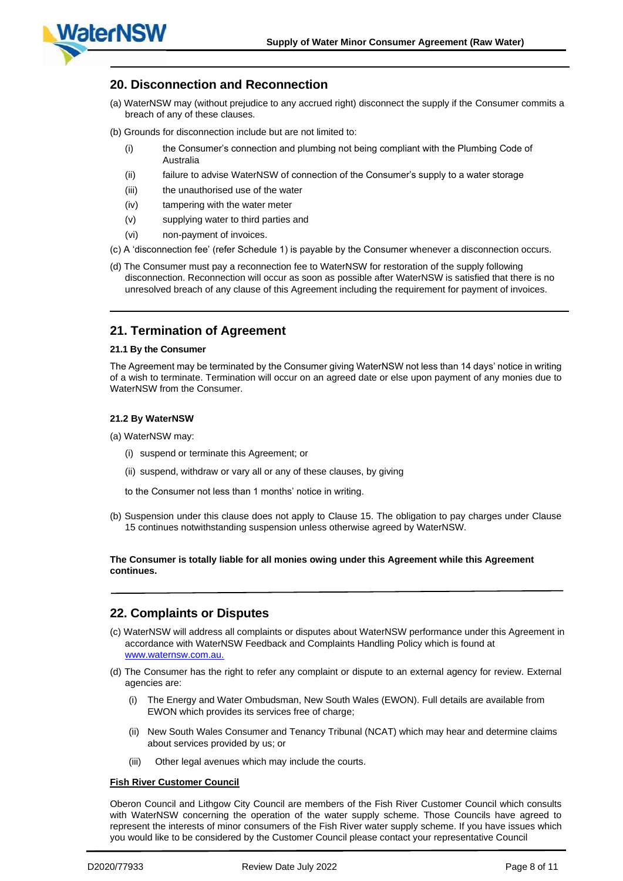## 20. Disconnection and Reconnection

(a) WaterNSW may (without prejudice to any accrued right) disconnect the supply if the Consumer commits a breach of any of these clauses.

(b) Grounds for disconnection include but are not limited to:

- (i) the Consumer's connection and plumbing not being compliant with the Plumbing Code of Australia
- (ii) failure to advise WaterNSW of connection of the Consumer's supply to a water storage
- (iii) the unauthorised use of the water
- (iv) tampering with the water meter
- (v) supplying water to third parties and
- (vi) non-payment of invoices.

(c) A 'disconnection fee' (refer Schedule 1) is payable by the Consumer whenever a disconnection occurs.

(d) The Consumer must pay a reconnection fee to WaterNSW for restoration of the supply following disconnection. Reconnection will occur as soon as possible after WaterNSW is satisfied that there is no unresolved breach of any clause of this Agreement including the requirement for payment of invoices.

## 21. Termination of Agreement

### 21.1 By the Consumer

The Agreement may be terminated by the Consumer giving WaterNSW not less than 14 days' notice in writing of a wish to terminate. Termination will occur on an agreed date or else upon payment of any monies due to WaterNSW from the Consumer.

### 21.2 By WaterNSW

(a) WaterNSW may:

- (i) suspend or terminate this Agreement; or
- (ii) suspend, withdraw or vary all or any of these clauses, by giving

to the Consumer not less than 1 months' notice in writing.

(b) Suspension under this clause does not apply to Clause 15. The obligation to pay charges under Clause 15 continues notwithstanding suspension unless otherwise agreed by WaterNSW.

**The Consumer is totally liable for all monies owing under this Agreement while this Agreement continues.**

## 22. Complaints or Disputes

(c) WaterNSW will address all complaints or disputes about WaterNSW performance under this Agreement in accordance with WaterNSW Feedback and Complaints Handling Policy which is found at [www.waternsw.com.au.](http://www.waternsw.com.au)

(d) The Consumer has the right to refer any complaint or dispute to an external agency for review. External agencies are:

- (i) The Energy and Water Ombudsman, New South Wales (EWON). Full details are available from EWON which provides its services free of charge;
- (ii) New South Wales Consumer and Tenancy Tribunal (NCAT) which may hear and determine claims about services provided by us; or
- (iii) Other legal avenues which may include the courts.

**Fish River Customer Council**

Oberon Council and Lithgow City Council are members of the Fish River Customer Council which consults with WaterNSW concerning the operation of the water supply scheme. Those Councils have agreed to represent the interests of minor consumers of the Fish River water supply scheme. If you have issues which you would like to be considered by the Customer Council please contact your representative Council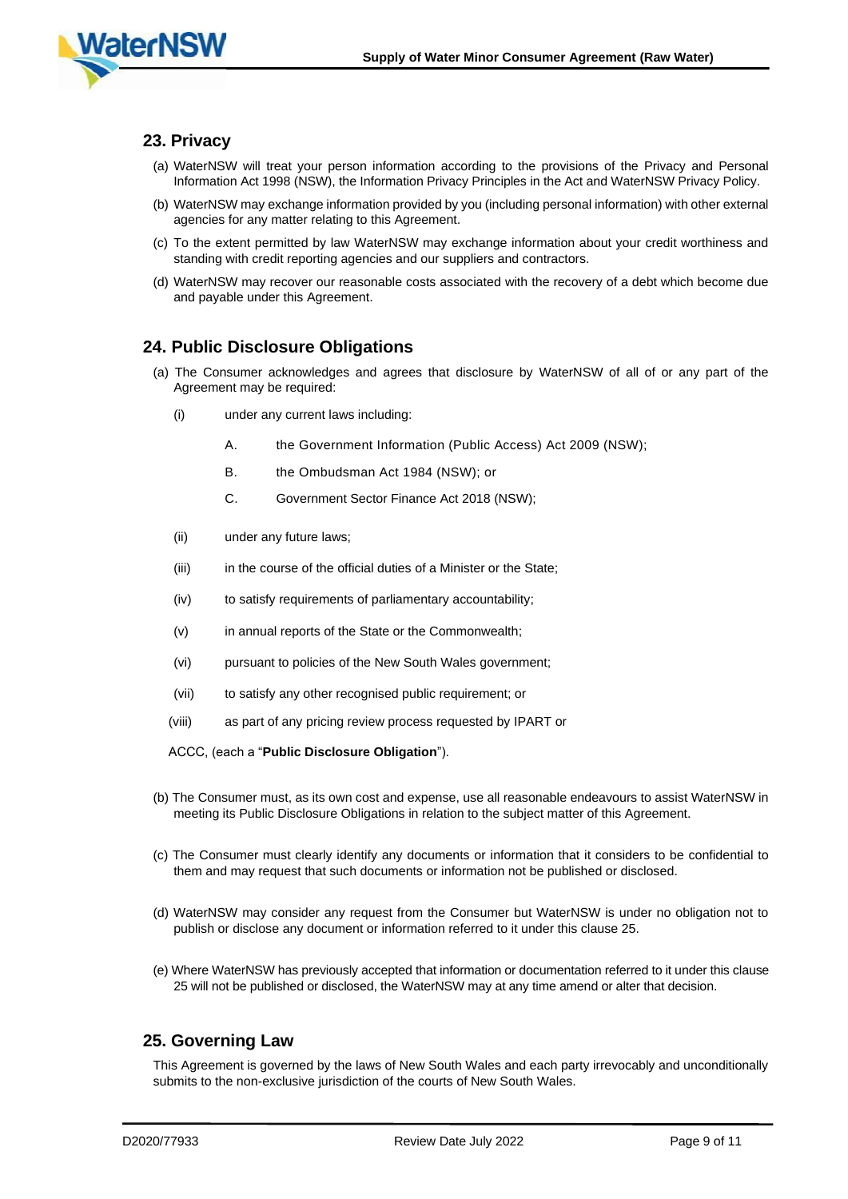## 23. Privacy

(a) WaterNSW will treat your person information according to the provisions of the Privacy and Personal Information Act 1998 (NSW), the Information Privacy Principles in the Act and WaterNSW Privacy Policy.

(b) WaterNSW may exchange information provided by you (including personal information) with other external agencies for any matter relating to this Agreement.

(c) To the extent permitted by law WaterNSW may exchange information about your credit worthiness and standing with credit reporting agencies and our suppliers and contractors.

(d) WaterNSW may recover our reasonable costs associated with the recovery of a debt which become due and payable under this Agreement.

## 24. Public Disclosure Obligations

(a) The Consumer acknowledges and agrees that disclosure by WaterNSW of all of or any part of the Agreement may be required:

(i) under any current laws including:

A. the Government Information (Public Access) Act 2009 (NSW);

B. the Ombudsman Act 1984 (NSW); or

C. Government Sector Finance Act 2018 (NSW);

(ii) under any future laws;

(iii) in the course of the official duties of a Minister or the State;

(iv) to satisfy requirements of parliamentary accountability;

(v) in annual reports of the State or the Commonwealth;

(vi) pursuant to policies of the New South Wales government;

(vii) to satisfy any other recognised public requirement; or

(viii) as part of any pricing review process requested by IPART or

ACCC, (each a "**Public Disclosure Obligation**").

(b) The Consumer must, as its own cost and expense, use all reasonable endeavours to assist WaterNSW in meeting its Public Disclosure Obligations in relation to the subject matter of this Agreement.

(c) The Consumer must clearly identify any documents or information that it considers to be confidential to them and may request that such documents or information not be published or disclosed.

(d) WaterNSW may consider any request from the Consumer but WaterNSW is under no obligation not to publish or disclose any document or information referred to it under this clause 25.

(e) Where WaterNSW has previously accepted that information or documentation referred to it under this clause 25 will not be published or disclosed, the WaterNSW may at any time amend or alter that decision.

## 25. Governing Law

This Agreement is governed by the laws of New South Wales and each party irrevocably and unconditionally submits to the non-exclusive jurisdiction of the courts of New South Wales.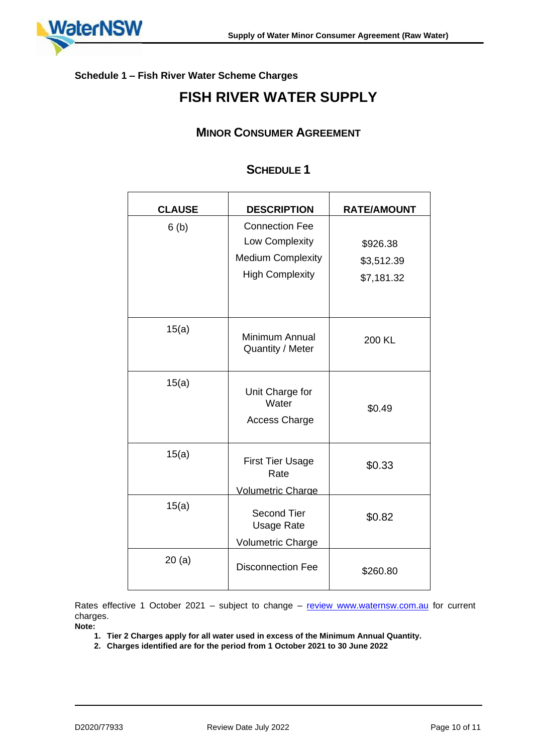### Schedule 1 – Fish River Water Scheme Charges

# FISH RIVER WATER SUPPLY

## MINOR CONSUMER AGREEMENT

## SCHEDULE 1

| CLAUSE | DESCRIPTION | RATE/AMOUNT |
| --- | --- | --- |
| 6 (b) | Connection Fee<br>Low Complexity<br>Medium Complexity<br>High Complexity | <br>$926.38<br>$3,512.39<br>$7,181.32 |
| 15(a) | Minimum Annual Quantity / Meter | 200 KL |
| 15(a) | Unit Charge for Water<br>Access Charge | $0.49 |
| 15(a) | First Tier Usage Rate<br>Volumetric Charge | $0.33 |
| 15(a) | Second Tier Usage Rate<br>Volumetric Charge | $0.82 |
| 20 (a) | Disconnection Fee | $260.80 |

Rates effective 1 October 2021 – subject to change – review www.waternsw.com.au for current charges.

**Note:**

1. **Tier 2 Charges apply for all water used in excess of the Minimum Annual Quantity.**
2. **Charges identified are for the period from 1 October 2021 to 30 June 2022**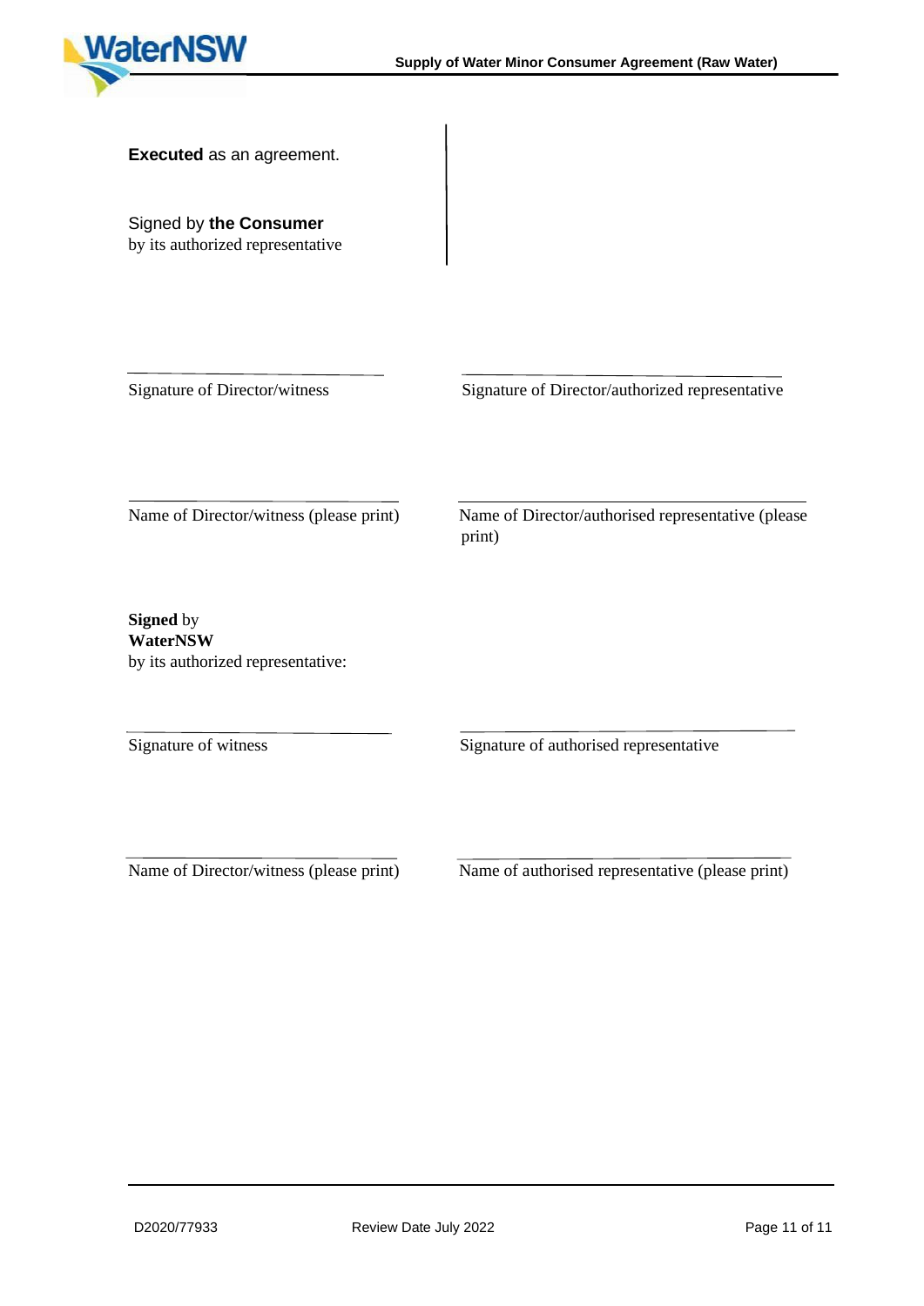**Executed** as an agreement.

Signed by **the Consumer**
by its authorized representative

| | |
|---|---|
| Signature of Director/witness | Signature of Director/authorized representative |
| Name of Director/witness (please print) | Name of Director/authorised representative (please print) |

**Signed** by
**WaterNSW**
by its authorized representative:

| | |
|---|---|
| Signature of witness | Signature of authorised representative |
| Name of Director/witness (please print) | Name of authorised representative (please print) |